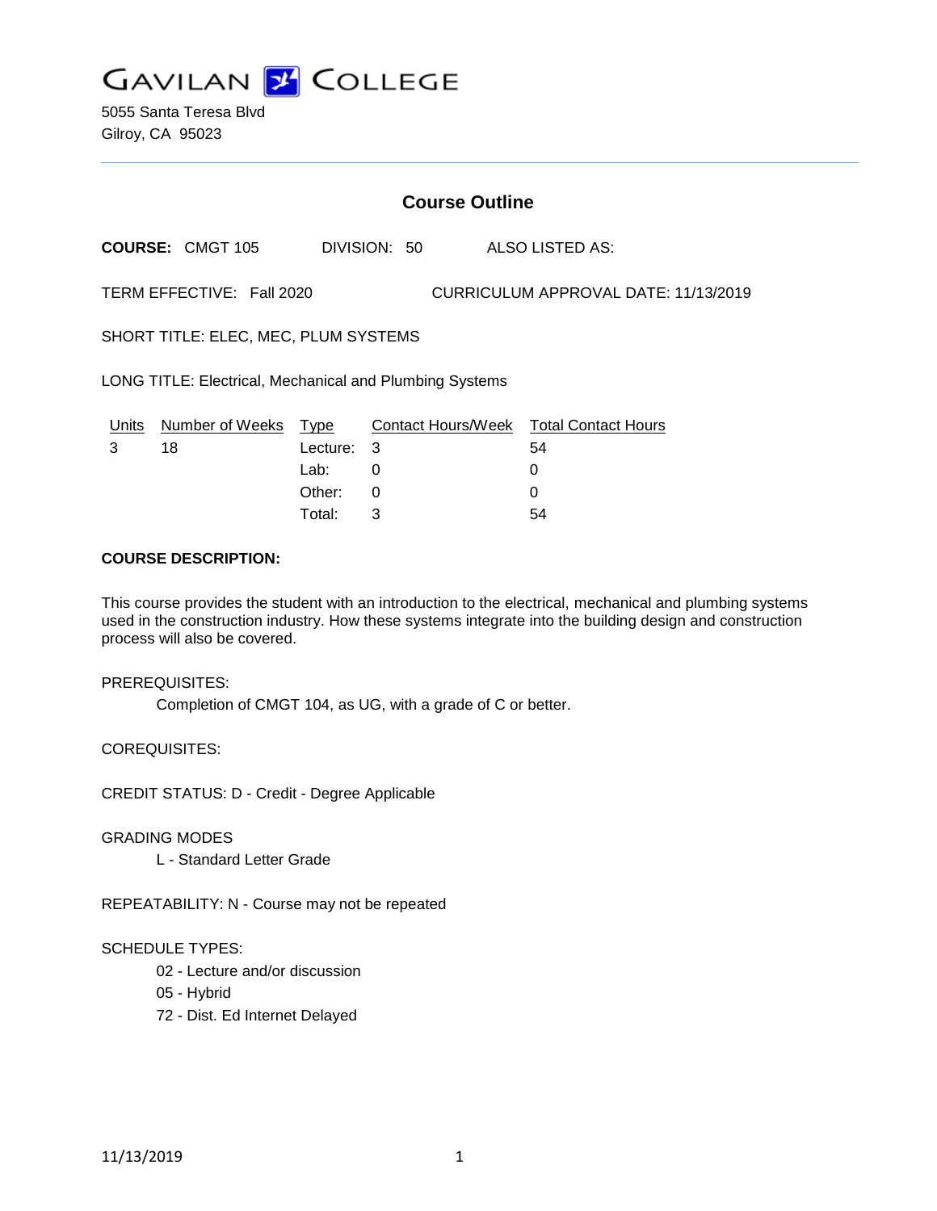# GAVILAN COLLEGE

5055 Santa Teresa Blvd
Gilroy, CA 95023

## Course Outline

**COURSE:** CMGT 105 DIVISION: 50 ALSO LISTED AS:

TERM EFFECTIVE: Fall 2020 CURRICULUM APPROVAL DATE: 11/13/2019

SHORT TITLE: ELEC, MEC, PLUM SYSTEMS

LONG TITLE: Electrical, Mechanical and Plumbing Systems

| Units | Number of Weeks | Type | Contact Hours/Week | Total Contact Hours |
|---|---|---|---|---|
| 3 | 18 | Lecture: | 3 | 54 |
| | | Lab: | 0 | 0 |
| | | Other: | 0 | 0 |
| | | Total: | 3 | 54 |

**COURSE DESCRIPTION:**

This course provides the student with an introduction to the electrical, mechanical and plumbing systems used in the construction industry. How these systems integrate into the building design and construction process will also be covered.

PREREQUISITES:

Completion of CMGT 104, as UG, with a grade of C or better.

COREQUISITES:

CREDIT STATUS: D - Credit - Degree Applicable

GRADING MODES

L - Standard Letter Grade

REPEATABILITY: N - Course may not be repeated

SCHEDULE TYPES:

02 - Lecture and/or discussion
05 - Hybrid
72 - Dist. Ed Internet Delayed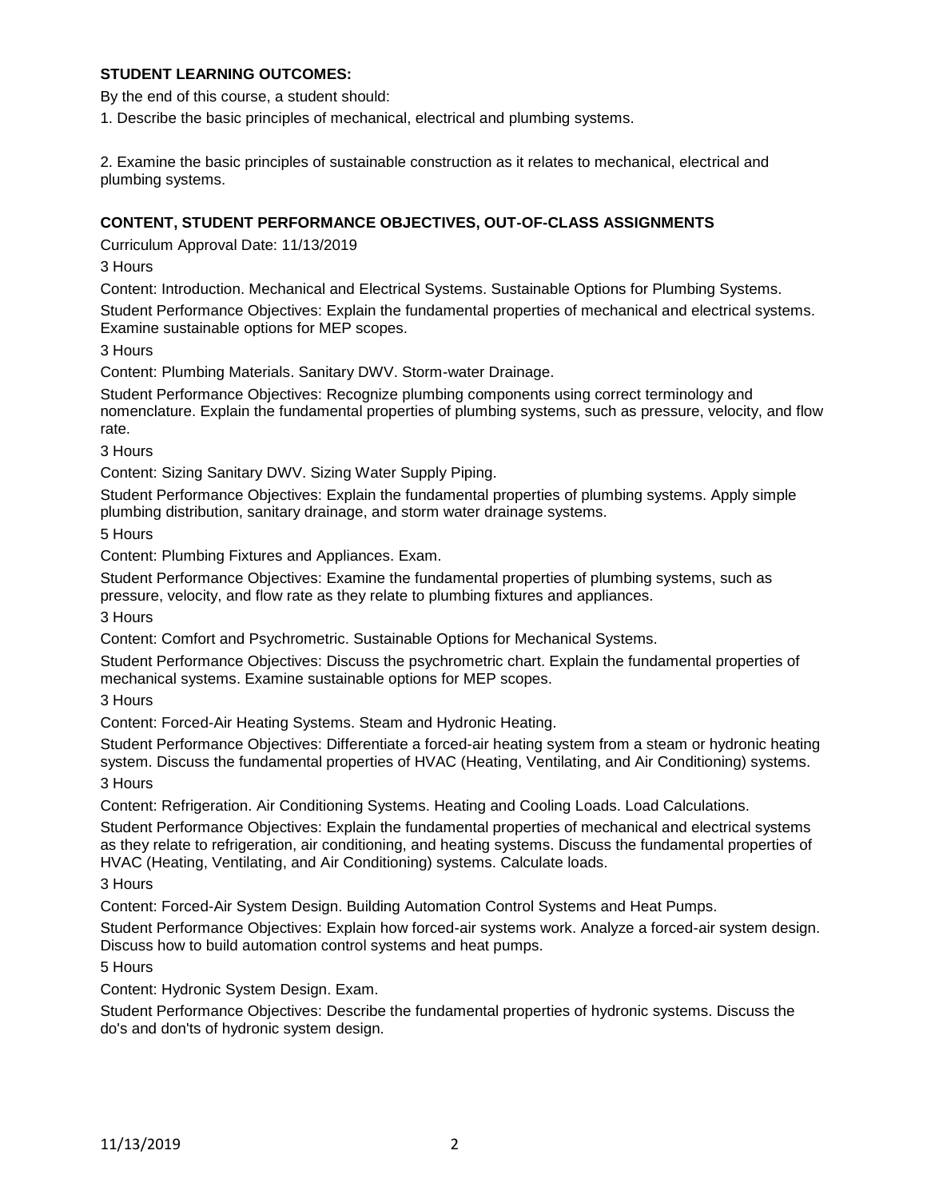## STUDENT LEARNING OUTCOMES:

By the end of this course, a student should:

1. Describe the basic principles of mechanical, electrical and plumbing systems.

2. Examine the basic principles of sustainable construction as it relates to mechanical, electrical and plumbing systems.

## CONTENT, STUDENT PERFORMANCE OBJECTIVES, OUT-OF-CLASS ASSIGNMENTS

Curriculum Approval Date: 11/13/2019

3 Hours

Content: Introduction. Mechanical and Electrical Systems. Sustainable Options for Plumbing Systems.

Student Performance Objectives: Explain the fundamental properties of mechanical and electrical systems. Examine sustainable options for MEP scopes.

3 Hours

Content: Plumbing Materials. Sanitary DWV. Storm-water Drainage.

Student Performance Objectives: Recognize plumbing components using correct terminology and nomenclature. Explain the fundamental properties of plumbing systems, such as pressure, velocity, and flow rate.

3 Hours

Content: Sizing Sanitary DWV. Sizing Water Supply Piping.

Student Performance Objectives: Explain the fundamental properties of plumbing systems. Apply simple plumbing distribution, sanitary drainage, and storm water drainage systems.

5 Hours

Content: Plumbing Fixtures and Appliances. Exam.

Student Performance Objectives: Examine the fundamental properties of plumbing systems, such as pressure, velocity, and flow rate as they relate to plumbing fixtures and appliances.

3 Hours

Content: Comfort and Psychrometric. Sustainable Options for Mechanical Systems.

Student Performance Objectives: Discuss the psychrometric chart. Explain the fundamental properties of mechanical systems. Examine sustainable options for MEP scopes.

3 Hours

Content: Forced-Air Heating Systems. Steam and Hydronic Heating.

Student Performance Objectives: Differentiate a forced-air heating system from a steam or hydronic heating system. Discuss the fundamental properties of HVAC (Heating, Ventilating, and Air Conditioning) systems.

3 Hours

Content: Refrigeration. Air Conditioning Systems. Heating and Cooling Loads. Load Calculations.

Student Performance Objectives: Explain the fundamental properties of mechanical and electrical systems as they relate to refrigeration, air conditioning, and heating systems. Discuss the fundamental properties of HVAC (Heating, Ventilating, and Air Conditioning) systems. Calculate loads.

3 Hours

Content: Forced-Air System Design. Building Automation Control Systems and Heat Pumps.

Student Performance Objectives: Explain how forced-air systems work. Analyze a forced-air system design. Discuss how to build automation control systems and heat pumps.

5 Hours

Content: Hydronic System Design. Exam.

Student Performance Objectives: Describe the fundamental properties of hydronic systems. Discuss the do's and don'ts of hydronic system design.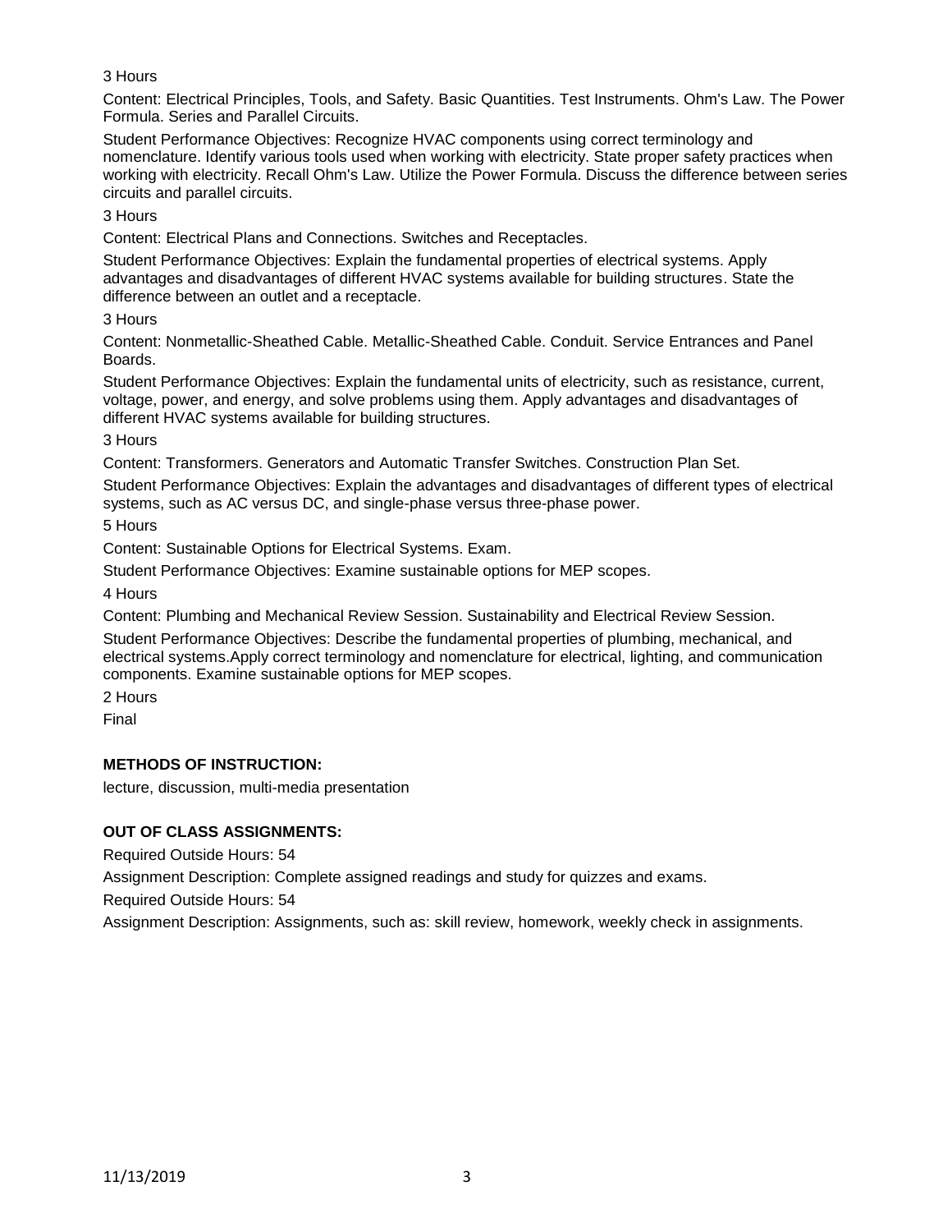3 Hours

Content: Electrical Principles, Tools, and Safety. Basic Quantities. Test Instruments. Ohm's Law. The Power Formula. Series and Parallel Circuits.

Student Performance Objectives: Recognize HVAC components using correct terminology and nomenclature. Identify various tools used when working with electricity. State proper safety practices when working with electricity. Recall Ohm's Law. Utilize the Power Formula. Discuss the difference between series circuits and parallel circuits.

3 Hours

Content: Electrical Plans and Connections. Switches and Receptacles.

Student Performance Objectives: Explain the fundamental properties of electrical systems. Apply advantages and disadvantages of different HVAC systems available for building structures. State the difference between an outlet and a receptacle.

3 Hours

Content: Nonmetallic-Sheathed Cable. Metallic-Sheathed Cable. Conduit. Service Entrances and Panel Boards.

Student Performance Objectives: Explain the fundamental units of electricity, such as resistance, current, voltage, power, and energy, and solve problems using them. Apply advantages and disadvantages of different HVAC systems available for building structures.

3 Hours

Content: Transformers. Generators and Automatic Transfer Switches. Construction Plan Set.

Student Performance Objectives: Explain the advantages and disadvantages of different types of electrical systems, such as AC versus DC, and single-phase versus three-phase power.

5 Hours

Content: Sustainable Options for Electrical Systems. Exam.

Student Performance Objectives: Examine sustainable options for MEP scopes.

4 Hours

Content: Plumbing and Mechanical Review Session. Sustainability and Electrical Review Session.

Student Performance Objectives: Describe the fundamental properties of plumbing, mechanical, and electrical systems.Apply correct terminology and nomenclature for electrical, lighting, and communication components. Examine sustainable options for MEP scopes.

2 Hours

Final

**METHODS OF INSTRUCTION:**

lecture, discussion, multi-media presentation

**OUT OF CLASS ASSIGNMENTS:**

Required Outside Hours: 54

Assignment Description: Complete assigned readings and study for quizzes and exams.

Required Outside Hours: 54

Assignment Description: Assignments, such as: skill review, homework, weekly check in assignments.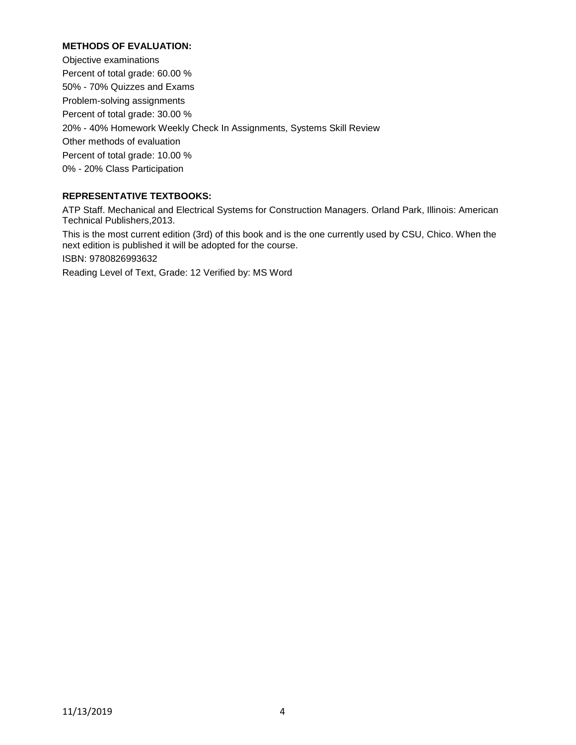## METHODS OF EVALUATION:

Objective examinations
Percent of total grade: 60.00 %
50% - 70% Quizzes and Exams
Problem-solving assignments
Percent of total grade: 30.00 %
20% - 40% Homework Weekly Check In Assignments, Systems Skill Review
Other methods of evaluation
Percent of total grade: 10.00 %
0% - 20% Class Participation

## REPRESENTATIVE TEXTBOOKS:

ATP Staff. Mechanical and Electrical Systems for Construction Managers. Orland Park, Illinois: American Technical Publishers,2013.

This is the most current edition (3rd) of this book and is the one currently used by CSU, Chico. When the next edition is published it will be adopted for the course.

ISBN: 9780826993632

Reading Level of Text, Grade: 12 Verified by: MS Word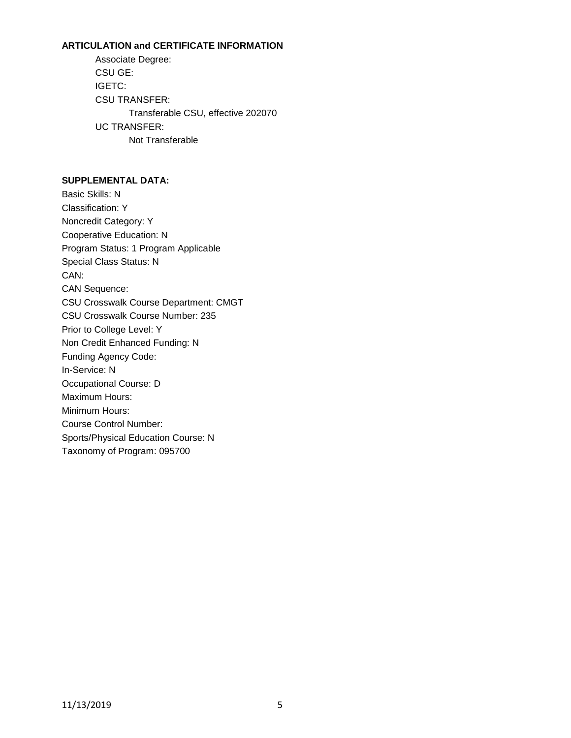**ARTICULATION and CERTIFICATE INFORMATION**

Associate Degree:
CSU GE:
IGETC:
CSU TRANSFER:
Transferable CSU, effective 202070
UC TRANSFER:
Not Transferable

**SUPPLEMENTAL DATA:**

Basic Skills: N
Classification: Y
Noncredit Category: Y
Cooperative Education: N
Program Status: 1 Program Applicable
Special Class Status: N
CAN:
CAN Sequence:
CSU Crosswalk Course Department: CMGT
CSU Crosswalk Course Number: 235
Prior to College Level: Y
Non Credit Enhanced Funding: N
Funding Agency Code:
In-Service: N
Occupational Course: D
Maximum Hours:
Minimum Hours:
Course Control Number:
Sports/Physical Education Course: N
Taxonomy of Program: 095700

11/13/2019